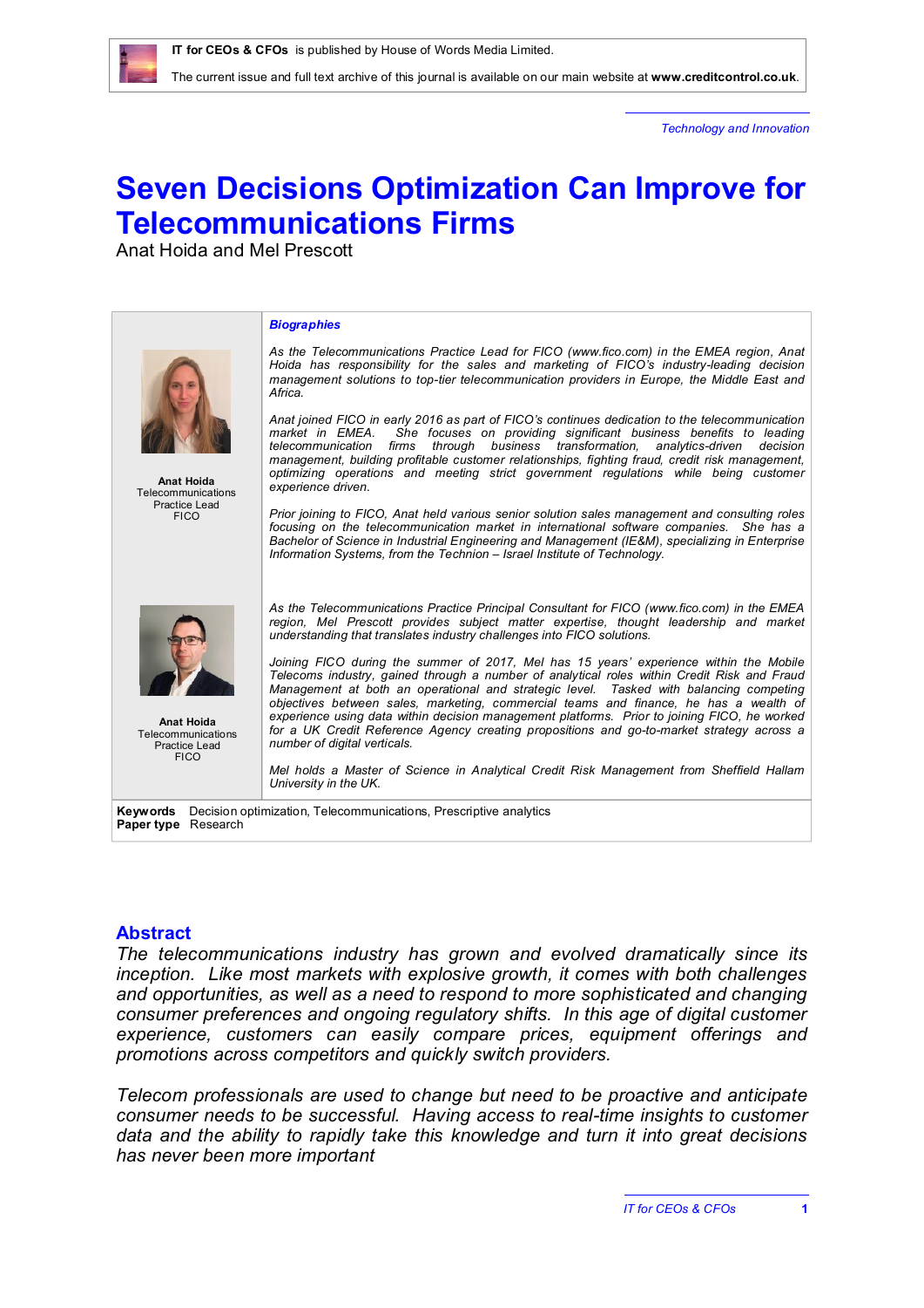IT for CEOs & CFOs is published by House of Words Media Limited.

The current issue and full text archive of this journal is available on our main website at **www.creditcontrol.co.uk**.

*Technology and Innovation*

# Seven Decisions Optimization Can Improve for Telecommunications Firms

Anat Hoida and Mel Prescott

***Biographies***

**Anat Hoida**
Telecommunications Practice Lead
FICO

*As the Telecommunications Practice Lead for FICO (www.fico.com) in the EMEA region, Anat Hoida has responsibility for the sales and marketing of FICO's industry-leading decision management solutions to top-tier telecommunication providers in Europe, the Middle East and Africa.*

*Anat joined FICO in early 2016 as part of FICO's continues dedication to the telecommunication market in EMEA. She focuses on providing significant business benefits to leading telecommunication firms through business transformation, analytics-driven decision management, building profitable customer relationships, fighting fraud, credit risk management, optimizing operations and meeting strict government regulations while being customer experience driven.*

*Prior joining to FICO, Anat held various senior solution sales management and consulting roles focusing on the telecommunication market in international software companies. She has a Bachelor of Science in Industrial Engineering and Management (IE&M), specializing in Enterprise Information Systems, from the Technion – Israel Institute of Technology.*

**Anat Hoida**
Telecommunications Practice Lead
FICO

*As the Telecommunications Practice Principal Consultant for FICO (www.fico.com) in the EMEA region, Mel Prescott provides subject matter expertise, thought leadership and market understanding that translates industry challenges into FICO solutions.*

*Joining FICO during the summer of 2017, Mel has 15 years' experience within the Mobile Telecoms industry, gained through a number of analytical roles within Credit Risk and Fraud Management at both an operational and strategic level. Tasked with balancing competing objectives between sales, marketing, commercial teams and finance, he has a wealth of experience using data within decision management platforms. Prior to joining FICO, he worked for a UK Credit Reference Agency creating propositions and go-to-market strategy across a number of digital verticals.*

*Mel holds a Master of Science in Analytical Credit Risk Management from Sheffield Hallam University in the UK.*

**Keywords** Decision optimization, Telecommunications, Prescriptive analytics
**Paper type** Research

## Abstract

*The telecommunications industry has grown and evolved dramatically since its inception. Like most markets with explosive growth, it comes with both challenges and opportunities, as well as a need to respond to more sophisticated and changing consumer preferences and ongoing regulatory shifts. In this age of digital customer experience, customers can easily compare prices, equipment offerings and promotions across competitors and quickly switch providers.*

*Telecom professionals are used to change but need to be proactive and anticipate consumer needs to be successful. Having access to real-time insights to customer data and the ability to rapidly take this knowledge and turn it into great decisions has never been more important*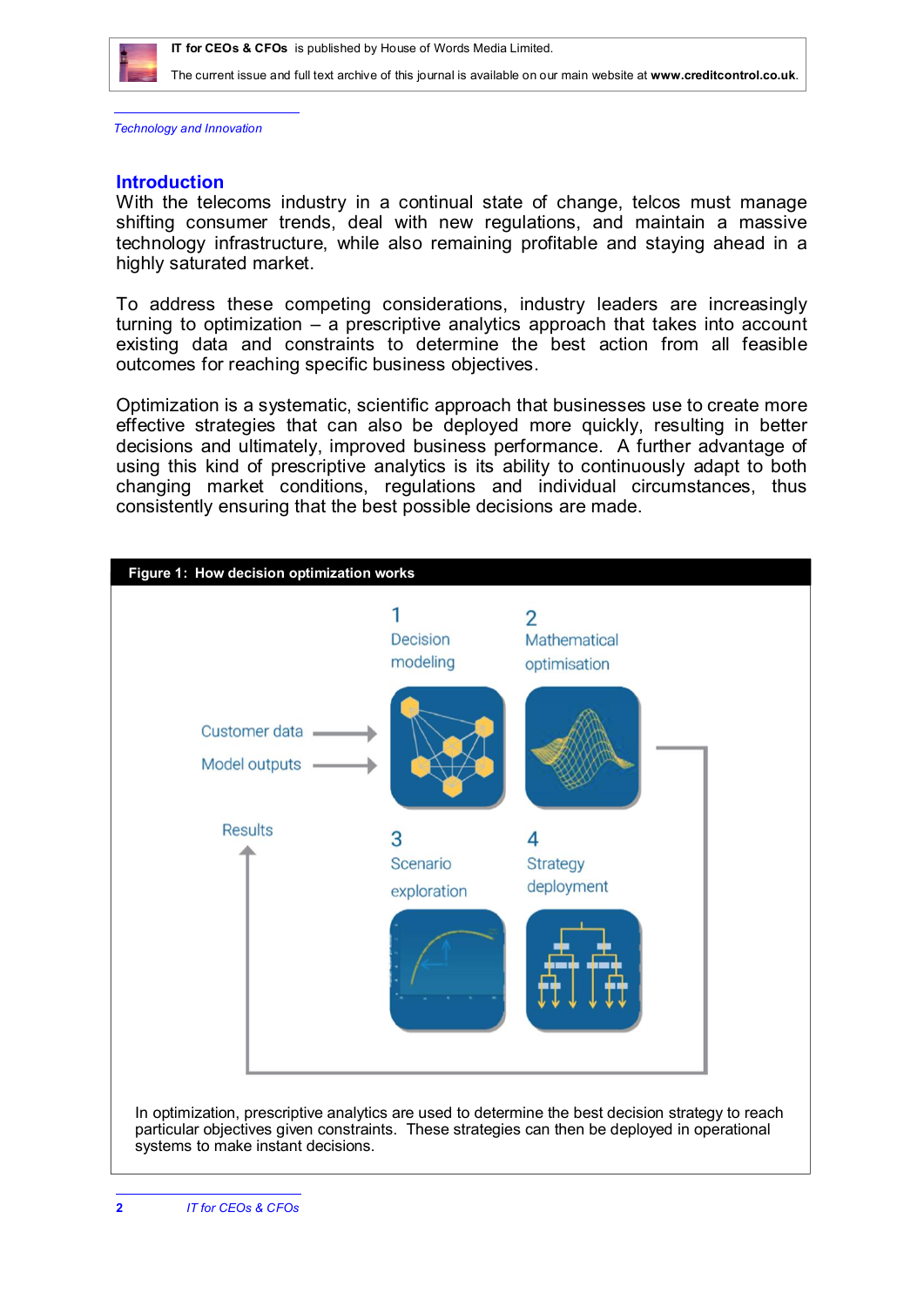*Technology and Innovation*

## Introduction

With the telecoms industry in a continual state of change, telcos must manage shifting consumer trends, deal with new regulations, and maintain a massive technology infrastructure, while also remaining profitable and staying ahead in a highly saturated market.

To address these competing considerations, industry leaders are increasingly turning to optimization – a prescriptive analytics approach that takes into account existing data and constraints to determine the best action from all feasible outcomes for reaching specific business objectives.

Optimization is a systematic, scientific approach that businesses use to create more effective strategies that can also be deployed more quickly, resulting in better decisions and ultimately, improved business performance. A further advantage of using this kind of prescriptive analytics is its ability to continuously adapt to both changing market conditions, regulations and individual circumstances, thus consistently ensuring that the best possible decisions are made.

**Figure 1: How decision optimization works**

Customer data → Model outputs →

1 Decision modeling

2 Mathematical optimisation

3 Scenario exploration

4 Strategy deployment

Results

In optimization, prescriptive analytics are used to determine the best decision strategy to reach particular objectives given constraints. These strategies can then be deployed in operational systems to make instant decisions.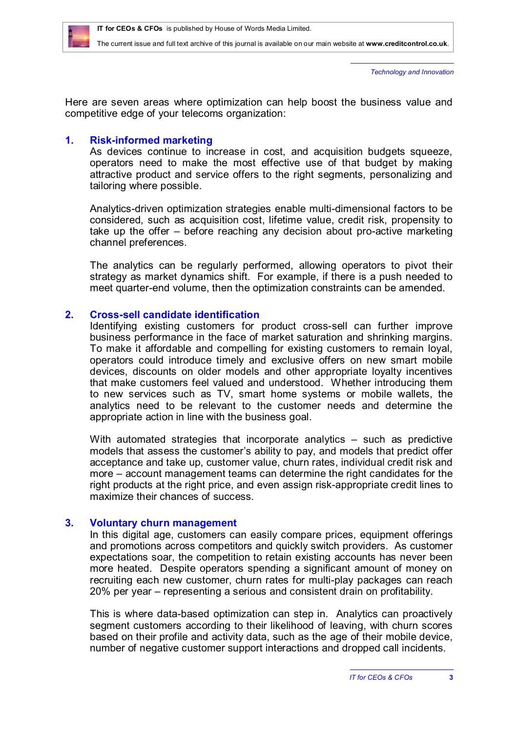Here are seven areas where optimization can help boost the business value and competitive edge of your telecoms organization:

## 1. Risk-informed marketing

As devices continue to increase in cost, and acquisition budgets squeeze, operators need to make the most effective use of that budget by making attractive product and service offers to the right segments, personalizing and tailoring where possible.

Analytics-driven optimization strategies enable multi-dimensional factors to be considered, such as acquisition cost, lifetime value, credit risk, propensity to take up the offer – before reaching any decision about pro-active marketing channel preferences.

The analytics can be regularly performed, allowing operators to pivot their strategy as market dynamics shift. For example, if there is a push needed to meet quarter-end volume, then the optimization constraints can be amended.

## 2. Cross-sell candidate identification

Identifying existing customers for product cross-sell can further improve business performance in the face of market saturation and shrinking margins. To make it affordable and compelling for existing customers to remain loyal, operators could introduce timely and exclusive offers on new smart mobile devices, discounts on older models and other appropriate loyalty incentives that make customers feel valued and understood. Whether introducing them to new services such as TV, smart home systems or mobile wallets, the analytics need to be relevant to the customer needs and determine the appropriate action in line with the business goal.

With automated strategies that incorporate analytics – such as predictive models that assess the customer's ability to pay, and models that predict offer acceptance and take up, customer value, churn rates, individual credit risk and more – account management teams can determine the right candidates for the right products at the right price, and even assign risk-appropriate credit lines to maximize their chances of success.

## 3. Voluntary churn management

In this digital age, customers can easily compare prices, equipment offerings and promotions across competitors and quickly switch providers. As customer expectations soar, the competition to retain existing accounts has never been more heated. Despite operators spending a significant amount of money on recruiting each new customer, churn rates for multi-play packages can reach 20% per year – representing a serious and consistent drain on profitability.

This is where data-based optimization can step in. Analytics can proactively segment customers according to their likelihood of leaving, with churn scores based on their profile and activity data, such as the age of their mobile device, number of negative customer support interactions and dropped call incidents.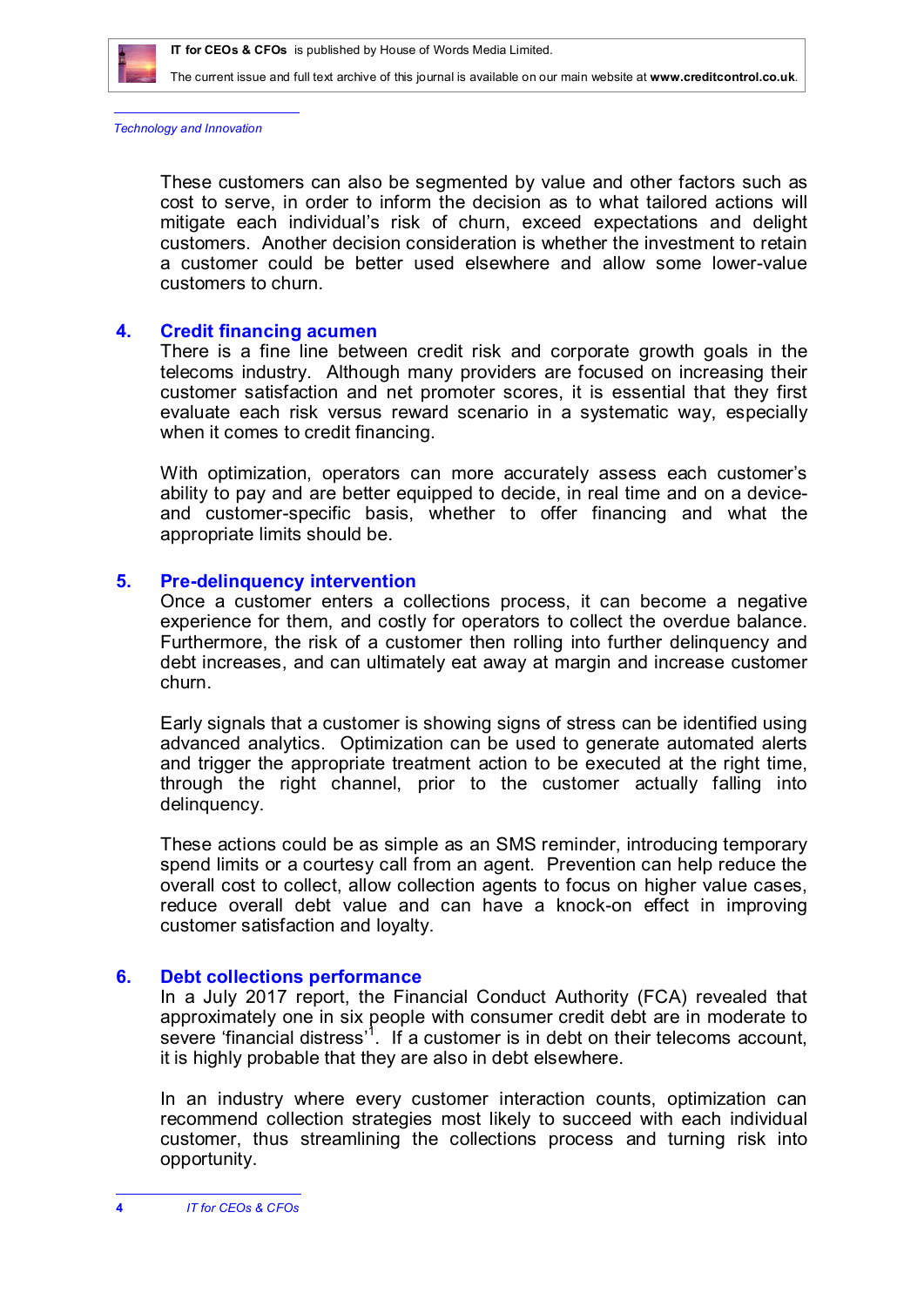These customers can also be segmented by value and other factors such as cost to serve, in order to inform the decision as to what tailored actions will mitigate each individual's risk of churn, exceed expectations and delight customers. Another decision consideration is whether the investment to retain a customer could be better used elsewhere and allow some lower-value customers to churn.

## 4. Credit financing acumen

There is a fine line between credit risk and corporate growth goals in the telecoms industry. Although many providers are focused on increasing their customer satisfaction and net promoter scores, it is essential that they first evaluate each risk versus reward scenario in a systematic way, especially when it comes to credit financing.

With optimization, operators can more accurately assess each customer's ability to pay and are better equipped to decide, in real time and on a device- and customer-specific basis, whether to offer financing and what the appropriate limits should be.

## 5. Pre-delinquency intervention

Once a customer enters a collections process, it can become a negative experience for them, and costly for operators to collect the overdue balance. Furthermore, the risk of a customer then rolling into further delinquency and debt increases, and can ultimately eat away at margin and increase customer churn.

Early signals that a customer is showing signs of stress can be identified using advanced analytics. Optimization can be used to generate automated alerts and trigger the appropriate treatment action to be executed at the right time, through the right channel, prior to the customer actually falling into delinquency.

These actions could be as simple as an SMS reminder, introducing temporary spend limits or a courtesy call from an agent. Prevention can help reduce the overall cost to collect, allow collection agents to focus on higher value cases, reduce overall debt value and can have a knock-on effect in improving customer satisfaction and loyalty.

## 6. Debt collections performance

In a July 2017 report, the Financial Conduct Authority (FCA) revealed that approximately one in six people with consumer credit debt are in moderate to severe 'financial distress'[1]. If a customer is in debt on their telecoms account, it is highly probable that they are also in debt elsewhere.

In an industry where every customer interaction counts, optimization can recommend collection strategies most likely to succeed with each individual customer, thus streamlining the collections process and turning risk into opportunity.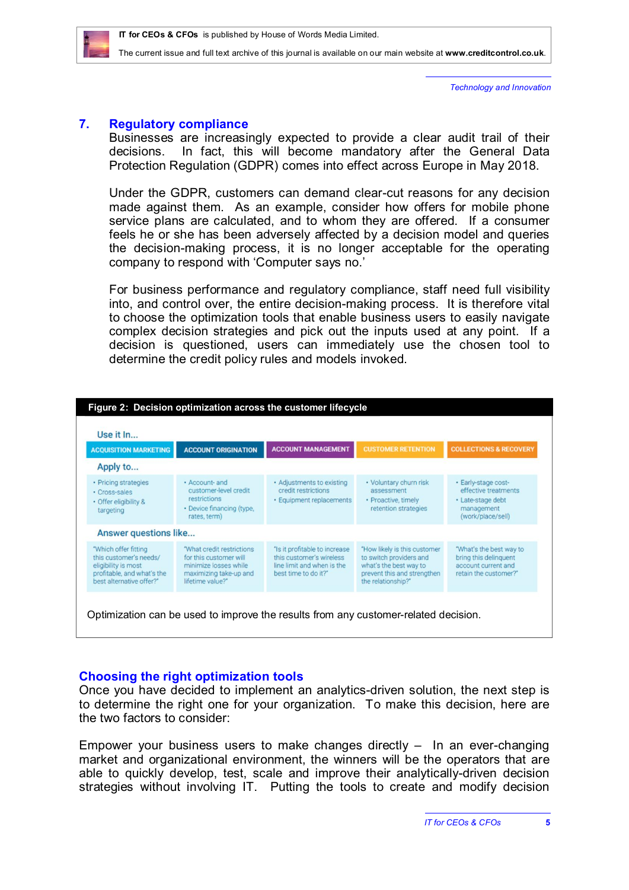## 7. Regulatory compliance

Businesses are increasingly expected to provide a clear audit trail of their decisions. In fact, this will become mandatory after the General Data Protection Regulation (GDPR) comes into effect across Europe in May 2018.

Under the GDPR, customers can demand clear-cut reasons for any decision made against them. As an example, consider how offers for mobile phone service plans are calculated, and to whom they are offered. If a consumer feels he or she has been adversely affected by a decision model and queries the decision-making process, it is no longer acceptable for the operating company to respond with 'Computer says no.'

For business performance and regulatory compliance, staff need full visibility into, and control over, the entire decision-making process. It is therefore vital to choose the optimization tools that enable business users to easily navigate complex decision strategies and pick out the inputs used at any point. If a decision is questioned, users can immediately use the chosen tool to determine the credit policy rules and models invoked.

**Figure 2: Decision optimization across the customer lifecycle**

| Use it In... | ACQUISITION MARKETING | ACCOUNT ORIGINATION | ACCOUNT MANAGEMENT | CUSTOMER RETENTION | COLLECTIONS & RECOVERY |
|---|---|---|---|---|---|
| Apply to... | • Pricing strategies<br>• Cross-sales<br>• Offer eligibility & targeting | • Account- and customer-level credit restrictions<br>• Device financing (type, rates, term) | • Adjustments to existing credit restrictions<br>• Equipment replacements | • Voluntary churn risk assessment<br>• Proactive, timely retention strategies | • Early-stage cost-effective treatments<br>• Late-stage debt management (work/place/sell) |
| Answer questions like... | "Which offer fitting this customer's needs/ eligibility is most profitable, and what's the best alternative offer?" | "What credit restrictions for this customer will minimize losses while maximizing take-up and lifetime value?" | "Is it profitable to increase this customer's wireless line limit and when is the best time to do it?" | "How likely is this customer to switch providers and what's the best way to prevent this and strengthen the relationship?" | "What's the best way to bring this delinquent account current and retain the customer?" |

Optimization can be used to improve the results from any customer-related decision.

## Choosing the right optimization tools

Once you have decided to implement an analytics-driven solution, the next step is to determine the right one for your organization. To make this decision, here are the two factors to consider:

Empower your business users to make changes directly – In an ever-changing market and organizational environment, the winners will be the operators that are able to quickly develop, test, scale and improve their analytically-driven decision strategies without involving IT. Putting the tools to create and modify decision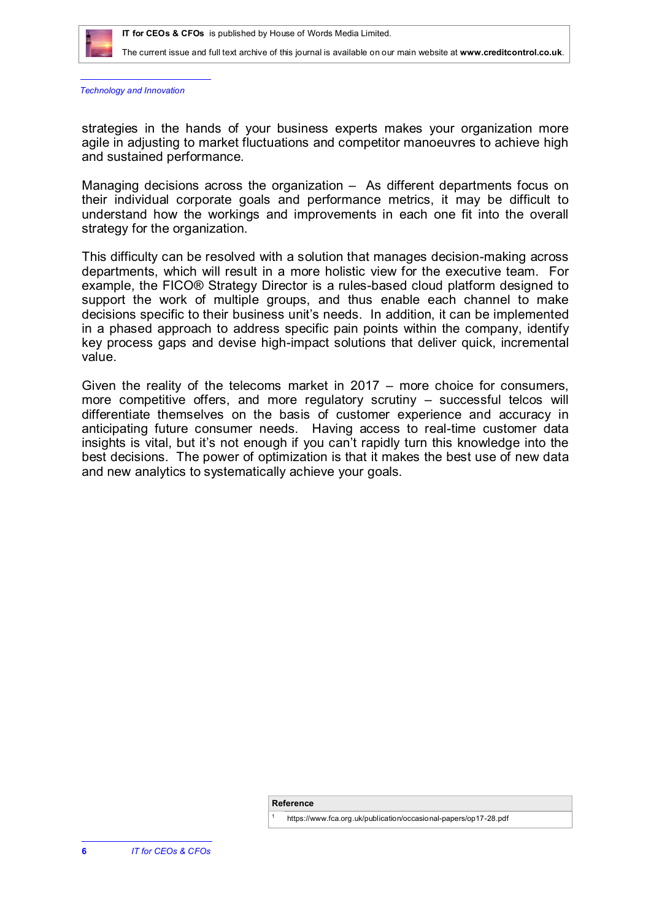strategies in the hands of your business experts makes your organization more agile in adjusting to market fluctuations and competitor manoeuvres to achieve high and sustained performance.

Managing decisions across the organization – As different departments focus on their individual corporate goals and performance metrics, it may be difficult to understand how the workings and improvements in each one fit into the overall strategy for the organization.

This difficulty can be resolved with a solution that manages decision-making across departments, which will result in a more holistic view for the executive team. For example, the FICO® Strategy Director is a rules-based cloud platform designed to support the work of multiple groups, and thus enable each channel to make decisions specific to their business unit's needs. In addition, it can be implemented in a phased approach to address specific pain points within the company, identify key process gaps and devise high-impact solutions that deliver quick, incremental value.

Given the reality of the telecoms market in 2017 – more choice for consumers, more competitive offers, and more regulatory scrutiny – successful telcos will differentiate themselves on the basis of customer experience and accuracy in anticipating future consumer needs. Having access to real-time customer data insights is vital, but it's not enough if you can't rapidly turn this knowledge into the best decisions. The power of optimization is that it makes the best use of new data and new analytics to systematically achieve your goals.

**Reference**

[1] https://www.fca.org.uk/publication/occasional-papers/op17-28.pdf